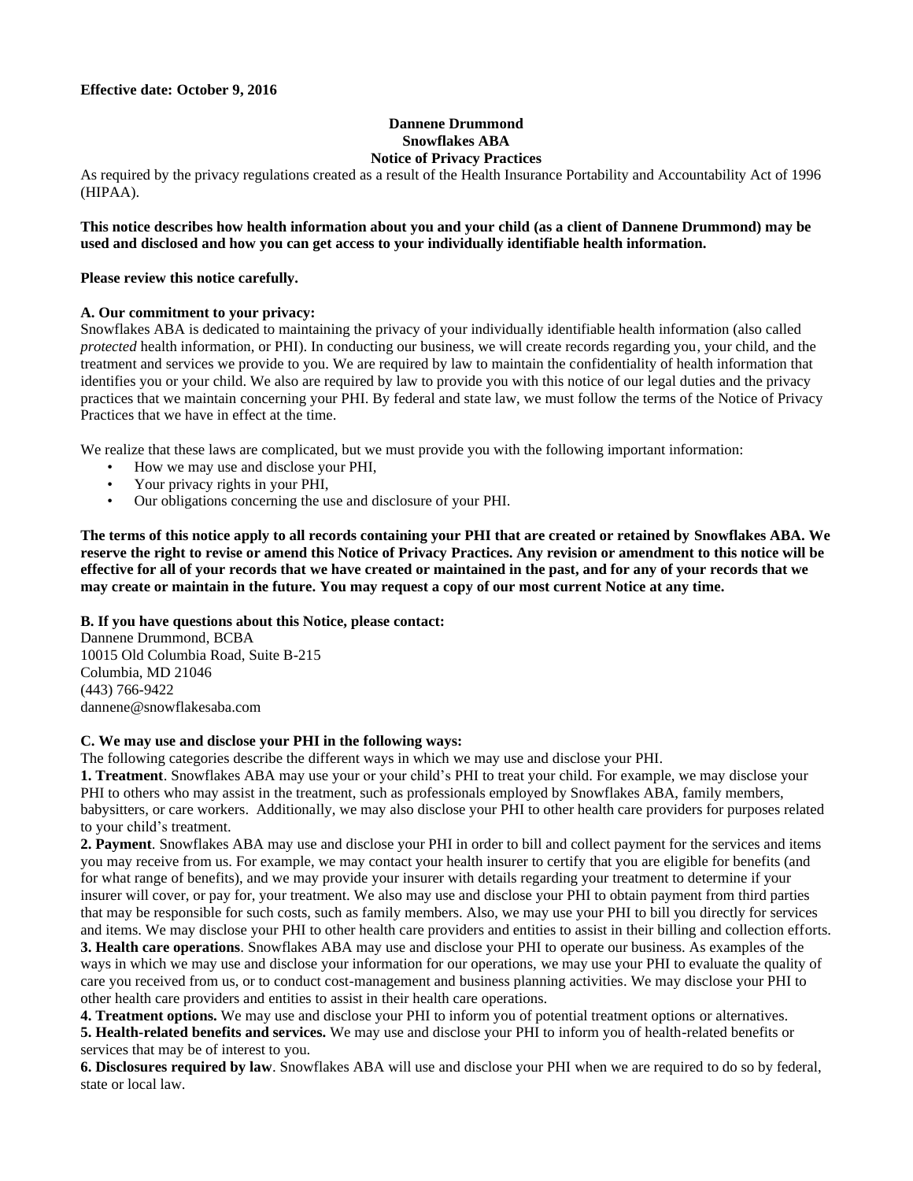**Effective date: October 9, 2016**

**Dannene Drummond**
**Snowflakes ABA**
**Notice of Privacy Practices**

As required by the privacy regulations created as a result of the Health Insurance Portability and Accountability Act of 1996 (HIPAA).

**This notice describes how health information about you and your child (as a client of Dannene Drummond) may be used and disclosed and how you can get access to your individually identifiable health information.**

**Please review this notice carefully.**

**A. Our commitment to your privacy:**

Snowflakes ABA is dedicated to maintaining the privacy of your individually identifiable health information (also called *protected* health information, or PHI). In conducting our business, we will create records regarding you, your child, and the treatment and services we provide to you. We are required by law to maintain the confidentiality of health information that identifies you or your child. We also are required by law to provide you with this notice of our legal duties and the privacy practices that we maintain concerning your PHI. By federal and state law, we must follow the terms of the Notice of Privacy Practices that we have in effect at the time.

We realize that these laws are complicated, but we must provide you with the following important information:

- How we may use and disclose your PHI,
- Your privacy rights in your PHI,
- Our obligations concerning the use and disclosure of your PHI.

**The terms of this notice apply to all records containing your PHI that are created or retained by Snowflakes ABA. We reserve the right to revise or amend this Notice of Privacy Practices. Any revision or amendment to this notice will be effective for all of your records that we have created or maintained in the past, and for any of your records that we may create or maintain in the future. You may request a copy of our most current Notice at any time.**

**B. If you have questions about this Notice, please contact:**

Dannene Drummond, BCBA
10015 Old Columbia Road, Suite B-215
Columbia, MD 21046
(443) 766-9422
dannene@snowflakesaba.com

**C. We may use and disclose your PHI in the following ways:**

The following categories describe the different ways in which we may use and disclose your PHI.

**1. Treatment**. Snowflakes ABA may use your or your child's PHI to treat your child. For example, we may disclose your PHI to others who may assist in the treatment, such as professionals employed by Snowflakes ABA, family members, babysitters, or care workers. Additionally, we may also disclose your PHI to other health care providers for purposes related to your child's treatment.

**2. Payment**. Snowflakes ABA may use and disclose your PHI in order to bill and collect payment for the services and items you may receive from us. For example, we may contact your health insurer to certify that you are eligible for benefits (and for what range of benefits), and we may provide your insurer with details regarding your treatment to determine if your insurer will cover, or pay for, your treatment. We also may use and disclose your PHI to obtain payment from third parties that may be responsible for such costs, such as family members. Also, we may use your PHI to bill you directly for services and items. We may disclose your PHI to other health care providers and entities to assist in their billing and collection efforts.

**3. Health care operations**. Snowflakes ABA may use and disclose your PHI to operate our business. As examples of the ways in which we may use and disclose your information for our operations, we may use your PHI to evaluate the quality of care you received from us, or to conduct cost-management and business planning activities. We may disclose your PHI to other health care providers and entities to assist in their health care operations.

**4. Treatment options.** We may use and disclose your PHI to inform you of potential treatment options or alternatives.

**5. Health-related benefits and services.** We may use and disclose your PHI to inform you of health-related benefits or services that may be of interest to you.

**6. Disclosures required by law**. Snowflakes ABA will use and disclose your PHI when we are required to do so by federal, state or local law.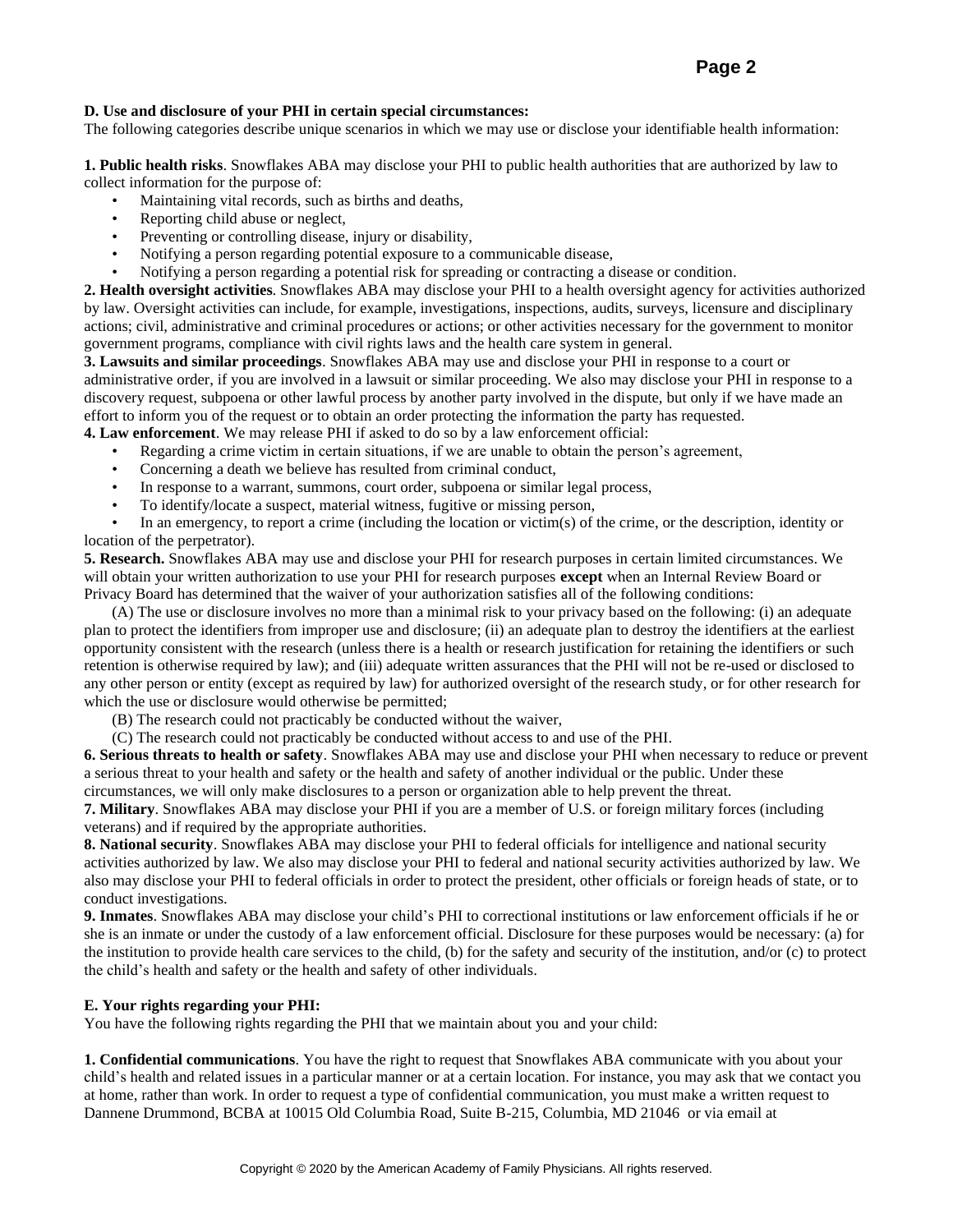**D. Use and disclosure of your PHI in certain special circumstances:**
The following categories describe unique scenarios in which we may use or disclose your identifiable health information:

**1. Public health risks**. Snowflakes ABA may disclose your PHI to public health authorities that are authorized by law to collect information for the purpose of:

- Maintaining vital records, such as births and deaths,
- Reporting child abuse or neglect,
- Preventing or controlling disease, injury or disability,
- Notifying a person regarding potential exposure to a communicable disease,
- Notifying a person regarding a potential risk for spreading or contracting a disease or condition.

**2. Health oversight activities**. Snowflakes ABA may disclose your PHI to a health oversight agency for activities authorized by law. Oversight activities can include, for example, investigations, inspections, audits, surveys, licensure and disciplinary actions; civil, administrative and criminal procedures or actions; or other activities necessary for the government to monitor government programs, compliance with civil rights laws and the health care system in general.

**3. Lawsuits and similar proceedings**. Snowflakes ABA may use and disclose your PHI in response to a court or administrative order, if you are involved in a lawsuit or similar proceeding. We also may disclose your PHI in response to a discovery request, subpoena or other lawful process by another party involved in the dispute, but only if we have made an effort to inform you of the request or to obtain an order protecting the information the party has requested.

**4. Law enforcement**. We may release PHI if asked to do so by a law enforcement official:

- Regarding a crime victim in certain situations, if we are unable to obtain the person's agreement,
- Concerning a death we believe has resulted from criminal conduct,
- In response to a warrant, summons, court order, subpoena or similar legal process,
- To identify/locate a suspect, material witness, fugitive or missing person,
- In an emergency, to report a crime (including the location or victim(s) of the crime, or the description, identity or location of the perpetrator).

**5. Research.** Snowflakes ABA may use and disclose your PHI for research purposes in certain limited circumstances. We will obtain your written authorization to use your PHI for research purposes **except** when an Internal Review Board or Privacy Board has determined that the waiver of your authorization satisfies all of the following conditions:

(A) The use or disclosure involves no more than a minimal risk to your privacy based on the following: (i) an adequate plan to protect the identifiers from improper use and disclosure; (ii) an adequate plan to destroy the identifiers at the earliest opportunity consistent with the research (unless there is a health or research justification for retaining the identifiers or such retention is otherwise required by law); and (iii) adequate written assurances that the PHI will not be re-used or disclosed to any other person or entity (except as required by law) for authorized oversight of the research study, or for other research for which the use or disclosure would otherwise be permitted;

(B) The research could not practicably be conducted without the waiver,

(C) The research could not practicably be conducted without access to and use of the PHI.

**6. Serious threats to health or safety**. Snowflakes ABA may use and disclose your PHI when necessary to reduce or prevent a serious threat to your health and safety or the health and safety of another individual or the public. Under these circumstances, we will only make disclosures to a person or organization able to help prevent the threat.

**7. Military**. Snowflakes ABA may disclose your PHI if you are a member of U.S. or foreign military forces (including veterans) and if required by the appropriate authorities.

**8. National security**. Snowflakes ABA may disclose your PHI to federal officials for intelligence and national security activities authorized by law. We also may disclose your PHI to federal and national security activities authorized by law. We also may disclose your PHI to federal officials in order to protect the president, other officials or foreign heads of state, or to conduct investigations.

**9. Inmates**. Snowflakes ABA may disclose your child's PHI to correctional institutions or law enforcement officials if he or she is an inmate or under the custody of a law enforcement official. Disclosure for these purposes would be necessary: (a) for the institution to provide health care services to the child, (b) for the safety and security of the institution, and/or (c) to protect the child's health and safety or the health and safety of other individuals.

**E. Your rights regarding your PHI:**
You have the following rights regarding the PHI that we maintain about you and your child:

**1. Confidential communications**. You have the right to request that Snowflakes ABA communicate with you about your child's health and related issues in a particular manner or at a certain location. For instance, you may ask that we contact you at home, rather than work. In order to request a type of confidential communication, you must make a written request to Dannene Drummond, BCBA at 10015 Old Columbia Road, Suite B-215, Columbia, MD 21046 or via email at

Copyright © 2020 by the American Academy of Family Physicians. All rights reserved.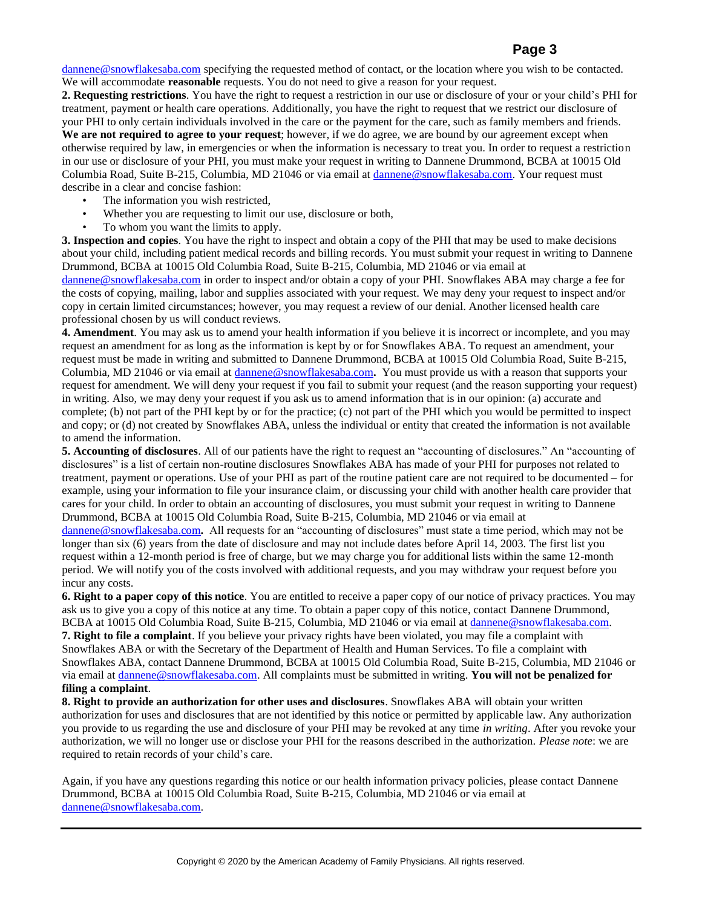dannene@snowflakesaba.com specifying the requested method of contact, or the location where you wish to be contacted. We will accommodate **reasonable** requests. You do not need to give a reason for your request.

**2. Requesting restrictions**. You have the right to request a restriction in our use or disclosure of your or your child's PHI for treatment, payment or health care operations. Additionally, you have the right to request that we restrict our disclosure of your PHI to only certain individuals involved in the care or the payment for the care, such as family members and friends. **We are not required to agree to your request**; however, if we do agree, we are bound by our agreement except when otherwise required by law, in emergencies or when the information is necessary to treat you. In order to request a restriction in our use or disclosure of your PHI, you must make your request in writing to Dannene Drummond, BCBA at 10015 Old Columbia Road, Suite B-215, Columbia, MD 21046 or via email at dannene@snowflakesaba.com. Your request must describe in a clear and concise fashion:

- The information you wish restricted,
- Whether you are requesting to limit our use, disclosure or both,
- To whom you want the limits to apply.

**3. Inspection and copies**. You have the right to inspect and obtain a copy of the PHI that may be used to make decisions about your child, including patient medical records and billing records. You must submit your request in writing to Dannene Drummond, BCBA at 10015 Old Columbia Road, Suite B-215, Columbia, MD 21046 or via email at dannene@snowflakesaba.com in order to inspect and/or obtain a copy of your PHI. Snowflakes ABA may charge a fee for the costs of copying, mailing, labor and supplies associated with your request. We may deny your request to inspect and/or copy in certain limited circumstances; however, you may request a review of our denial. Another licensed health care professional chosen by us will conduct reviews.

**4. Amendment**. You may ask us to amend your health information if you believe it is incorrect or incomplete, and you may request an amendment for as long as the information is kept by or for Snowflakes ABA. To request an amendment, your request must be made in writing and submitted to Dannene Drummond, BCBA at 10015 Old Columbia Road, Suite B-215, Columbia, MD 21046 or via email at dannene@snowflakesaba.com**.** You must provide us with a reason that supports your request for amendment. We will deny your request if you fail to submit your request (and the reason supporting your request) in writing. Also, we may deny your request if you ask us to amend information that is in our opinion: (a) accurate and complete; (b) not part of the PHI kept by or for the practice; (c) not part of the PHI which you would be permitted to inspect and copy; or (d) not created by Snowflakes ABA, unless the individual or entity that created the information is not available to amend the information.

**5. Accounting of disclosures**. All of our patients have the right to request an "accounting of disclosures." An "accounting of disclosures" is a list of certain non-routine disclosures Snowflakes ABA has made of your PHI for purposes not related to treatment, payment or operations. Use of your PHI as part of the routine patient care are not required to be documented – for example, using your information to file your insurance claim, or discussing your child with another health care provider that cares for your child. In order to obtain an accounting of disclosures, you must submit your request in writing to Dannene Drummond, BCBA at 10015 Old Columbia Road, Suite B-215, Columbia, MD 21046 or via email at dannene@snowflakesaba.com**.** All requests for an "accounting of disclosures" must state a time period, which may not be longer than six (6) years from the date of disclosure and may not include dates before April 14, 2003. The first list you request within a 12-month period is free of charge, but we may charge you for additional lists within the same 12-month period. We will notify you of the costs involved with additional requests, and you may withdraw your request before you incur any costs.

**6. Right to a paper copy of this notice**. You are entitled to receive a paper copy of our notice of privacy practices. You may ask us to give you a copy of this notice at any time. To obtain a paper copy of this notice, contact Dannene Drummond, BCBA at 10015 Old Columbia Road, Suite B-215, Columbia, MD 21046 or via email at dannene@snowflakesaba.com.

**7. Right to file a complaint**. If you believe your privacy rights have been violated, you may file a complaint with Snowflakes ABA or with the Secretary of the Department of Health and Human Services. To file a complaint with Snowflakes ABA, contact Dannene Drummond, BCBA at 10015 Old Columbia Road, Suite B-215, Columbia, MD 21046 or via email at dannene@snowflakesaba.com. All complaints must be submitted in writing. **You will not be penalized for filing a complaint**.

**8. Right to provide an authorization for other uses and disclosures**. Snowflakes ABA will obtain your written authorization for uses and disclosures that are not identified by this notice or permitted by applicable law. Any authorization you provide to us regarding the use and disclosure of your PHI may be revoked at any time *in writing*. After you revoke your authorization, we will no longer use or disclose your PHI for the reasons described in the authorization. *Please note*: we are required to retain records of your child's care.

Again, if you have any questions regarding this notice or our health information privacy policies, please contact Dannene Drummond, BCBA at 10015 Old Columbia Road, Suite B-215, Columbia, MD 21046 or via email at dannene@snowflakesaba.com.

---

Copyright © 2020 by the American Academy of Family Physicians. All rights reserved.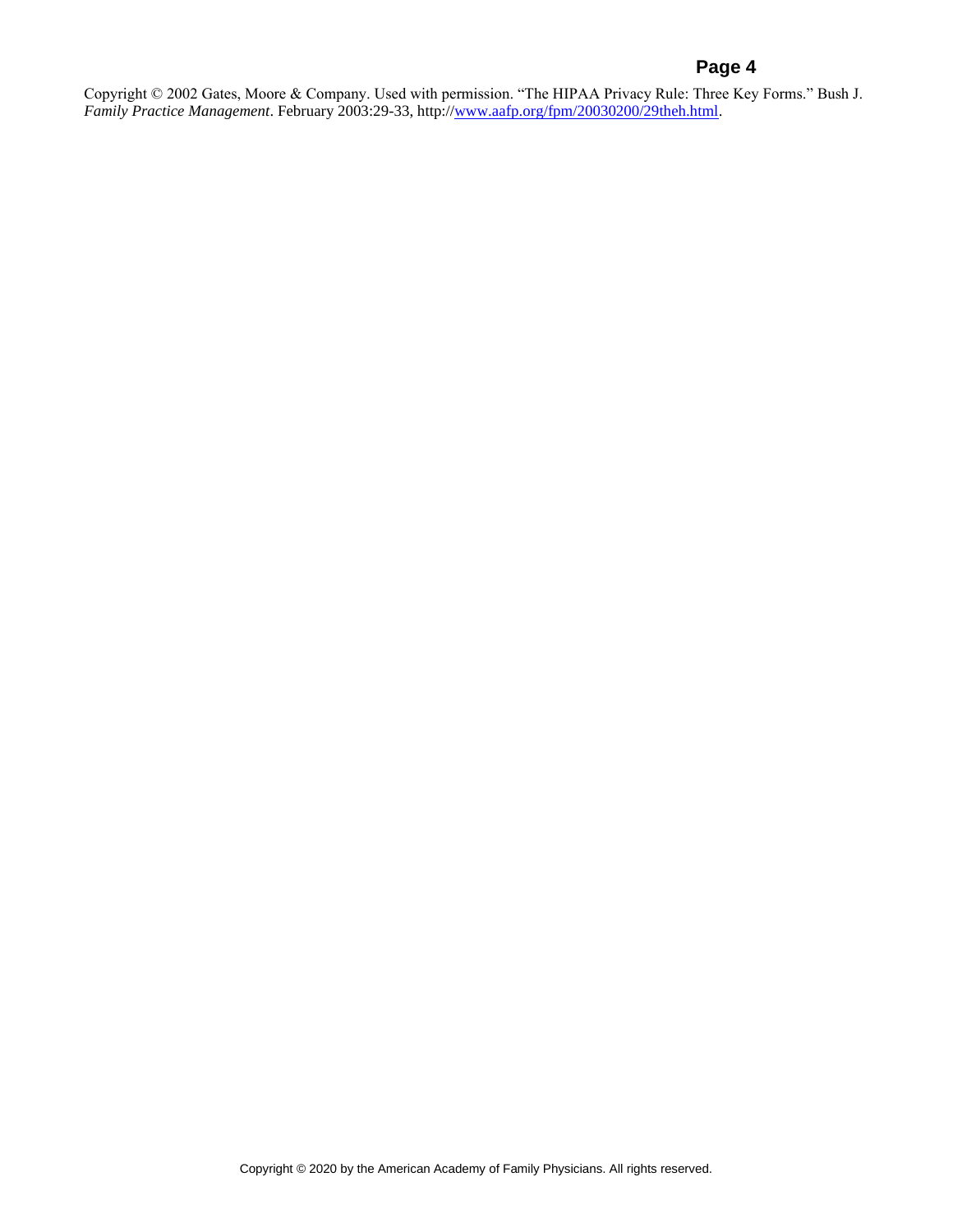Copyright © 2002 Gates, Moore & Company. Used with permission. "The HIPAA Privacy Rule: Three Key Forms." Bush J. *Family Practice Management*. February 2003:29-33, http://www.aafp.org/fpm/20030200/29theh.html.

Copyright © 2020 by the American Academy of Family Physicians. All rights reserved.